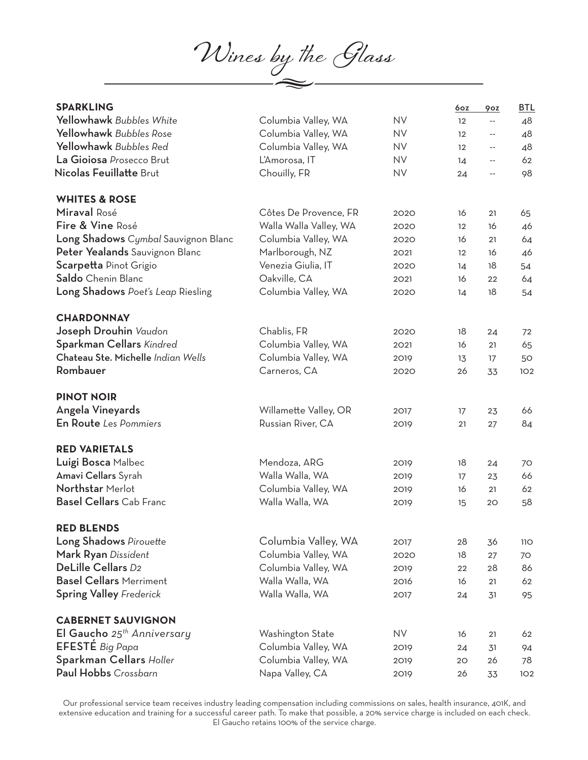# Wines by the Glass

| SPARKLING | | | 6oz | 9oz | BTL |
|---|---|---|---|---|---|
| **Yellowhawk** *Bubbles White* | Columbia Valley, WA | NV | 12 | -- | 48 |
| **Yellowhawk** *Bubbles Rose* | Columbia Valley, WA | NV | 12 | -- | 48 |
| **Yellowhawk** *Bubbles Red* | Columbia Valley, WA | NV | 12 | -- | 48 |
| **La Gioiosa** *Prosecco* Brut | L'Amorosa, IT | NV | 14 | -- | 62 |
| **Nicolas Feuillatte** Brut | Chouilly, FR | NV | 24 | -- | 98 |
| **WHITES & ROSE** | | | | | |
| **Miraval** Rosé | Côtes De Provence, FR | 2020 | 16 | 21 | 65 |
| **Fire & Vine** Rosé | Walla Walla Valley, WA | 2020 | 12 | 16 | 46 |
| **Long Shadows** *Cymbal* Sauvignon Blanc | Columbia Valley, WA | 2020 | 16 | 21 | 64 |
| **Peter Yealands** Sauvignon Blanc | Marlborough, NZ | 2021 | 12 | 16 | 46 |
| **Scarpetta** Pinot Grigio | Venezia Giulia, IT | 2020 | 14 | 18 | 54 |
| **Saldo** Chenin Blanc | Oakville, CA | 2021 | 16 | 22 | 64 |
| **Long Shadows** *Poet's Leap* Riesling | Columbia Valley, WA | 2020 | 14 | 18 | 54 |
| **CHARDONNAY** | | | | | |
| **Joseph Drouhin** *Vaudon* | Chablis, FR | 2020 | 18 | 24 | 72 |
| **Sparkman Cellars** *Kindred* | Columbia Valley, WA | 2021 | 16 | 21 | 65 |
| **Chateau Ste. Michelle** *Indian Wells* | Columbia Valley, WA | 2019 | 13 | 17 | 50 |
| **Rombauer** | Carneros, CA | 2020 | 26 | 33 | 102 |
| **PINOT NOIR** | | | | | |
| **Angela Vineyards** | Willamette Valley, OR | 2017 | 17 | 23 | 66 |
| **En Route** *Les Pommiers* | Russian River, CA | 2019 | 21 | 27 | 84 |
| **RED VARIETALS** | | | | | |
| **Luigi Bosca** Malbec | Mendoza, ARG | 2019 | 18 | 24 | 70 |
| **Amavi Cellars** Syrah | Walla Walla, WA | 2019 | 17 | 23 | 66 |
| **Northstar** Merlot | Columbia Valley, WA | 2019 | 16 | 21 | 62 |
| **Basel Cellars** Cab Franc | Walla Walla, WA | 2019 | 15 | 20 | 58 |
| **RED BLENDS** | | | | | |
| **Long Shadows** *Pirouette* | Columbia Valley, WA | 2017 | 28 | 36 | 110 |
| **Mark Ryan** *Dissident* | Columbia Valley, WA | 2020 | 18 | 27 | 70 |
| **DeLille Cellars** *D2* | Columbia Valley, WA | 2019 | 22 | 28 | 86 |
| **Basel Cellars** Merriment | Walla Walla, WA | 2016 | 16 | 21 | 62 |
| **Spring Valley** *Frederick* | Walla Walla, WA | 2017 | 24 | 31 | 95 |
| **CABERNET SAUVIGNON** | | | | | |
| **El Gaucho** *25th Anniversary* | Washington State | NV | 16 | 21 | 62 |
| **EFESTÉ** *Big Papa* | Columbia Valley, WA | 2019 | 24 | 31 | 94 |
| **Sparkman Cellars** *Holler* | Columbia Valley, WA | 2019 | 20 | 26 | 78 |
| **Paul Hobbs** *Crossbarn* | Napa Valley, CA | 2019 | 26 | 33 | 102 |

Our professional service team receives industry leading compensation including commissions on sales, health insurance, 401K, and extensive education and training for a successful career path. To make that possible, a 20% service charge is included on each check. El Gaucho retains 100% of the service charge.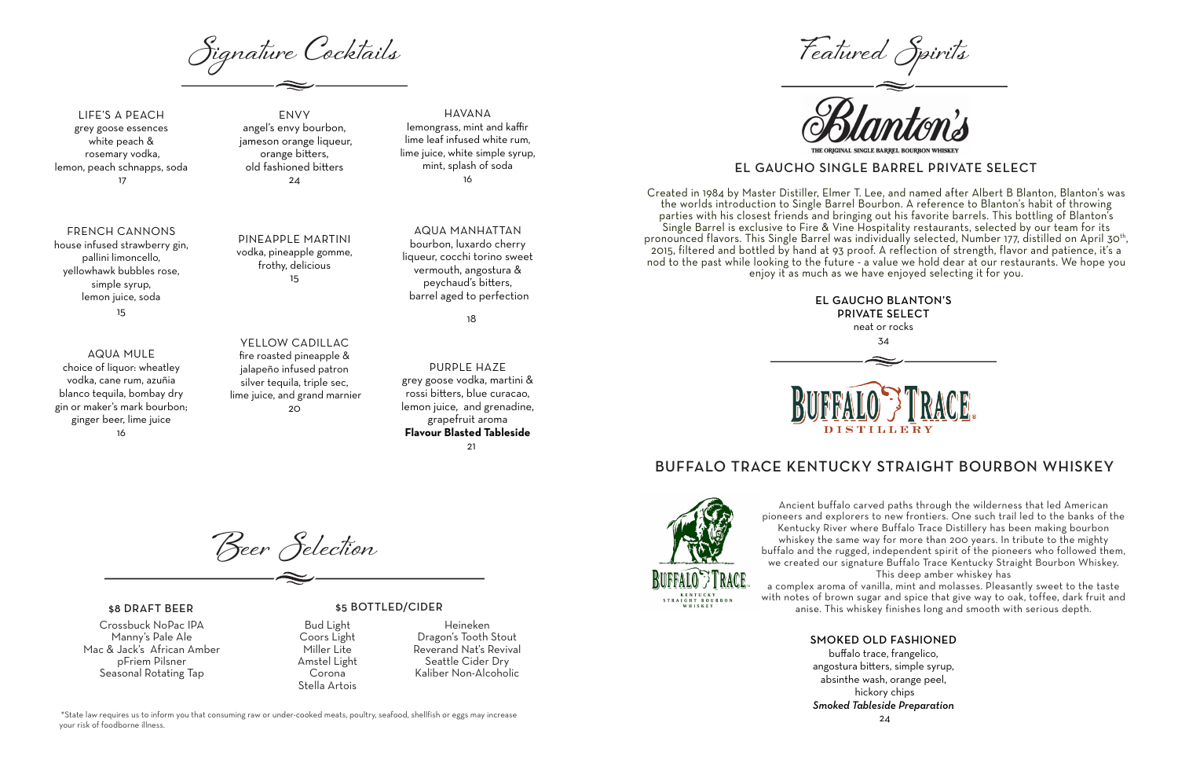# Signature Cocktails

### LIFE'S A PEACH
grey goose essences white peach & rosemary vodka, lemon, peach schnapps, soda
17

### ENVY
angel's envy bourbon, jameson orange liqueur, orange bitters, old fashioned bitters
24

### HAVANA
lemongrass, mint and kaffir lime leaf infused white rum, lime juice, white simple syrup, mint, splash of soda
16

### FRENCH CANNONS
house infused strawberry gin, pallini limoncello, yellowhawk bubbles rose, simple syrup, lemon juice, soda
15

### PINEAPPLE MARTINI
vodka, pineapple gomme, frothy, delicious
15

### AQUA MANHATTAN
bourbon, luxardo cherry liqueur, cocchi torino sweet vermouth, angostura & peychaud's bitters, barrel aged to perfection
18

### AQUA MULE
choice of liquor: wheatley vodka, cane rum, azuñia blanco tequila, bombay dry gin or maker's mark bourbon; ginger beer, lime juice
16

### YELLOW CADILLAC
fire roasted pineapple & jalapeño infused patron silver tequila, triple sec, lime juice, and grand marnier
20

### PURPLE HAZE
grey goose vodka, martini & rossi bitters, blue curacao, lemon juice, and grenadine, grapefruit aroma
**Flavour Blasted Tableside**
21

# Beer Selection

### $8 DRAFT BEER
Crossbuck NoPac IPA
Manny's Pale Ale
Mac & Jack's African Amber
pFriem Pilsner
Seasonal Rotating Tap

### $5 BOTTLED/CIDER
Bud Light
Coors Light
Miller Lite
Amstel Light
Corona
Stella Artois
Heineken
Dragon's Tooth Stout
Reverand Nat's Revival
Seattle Cider Dry
Kaliber Non-Alcoholic

*State law requires us to inform you that consuming raw or under-cooked meats, poultry, seafood, shellfish or eggs may increase your risk of foodborne illness.

# Featured Spirits

Blanton's
THE ORIGINAL SINGLE BARREL BOURBON WHISKEY

## EL GAUCHO SINGLE BARREL PRIVATE SELECT

Created in 1984 by Master Distiller, Elmer T. Lee, and named after Albert B Blanton, Blanton's was the worlds introduction to Single Barrel Bourbon. A reference to Blanton's habit of throwing parties with his closest friends and bringing out his favorite barrels. This bottling of Blanton's Single Barrel is exclusive to Fire & Vine Hospitality restaurants, selected by our team for its pronounced flavors. This Single Barrel was individually selected, Number 177, distilled on April 30th, 2015, filtered and bottled by hand at 93 proof. A reflection of strength, flavor and patience, it's a nod to the past while looking to the future - a value we hold dear at our restaurants. We hope you enjoy it as much as we have enjoyed selecting it for you.

### EL GAUCHO BLANTON'S PRIVATE SELECT
neat or rocks
34

BUFFALO TRACE DISTILLERY

## BUFFALO TRACE KENTUCKY STRAIGHT BOURBON WHISKEY

Ancient buffalo carved paths through the wilderness that led American pioneers and explorers to new frontiers. One such trail led to the banks of the Kentucky River where Buffalo Trace Distillery has been making bourbon whiskey the same way for more than 200 years. In tribute to the mighty buffalo and the rugged, independent spirit of the pioneers who followed them, we created our signature Buffalo Trace Kentucky Straight Bourbon Whiskey. This deep amber whiskey has a complex aroma of vanilla, mint and molasses. Pleasantly sweet to the taste with notes of brown sugar and spice that give way to oak, toffee, dark fruit and anise. This whiskey finishes long and smooth with serious depth.

### SMOKED OLD FASHIONED
buffalo trace, frangelico, angostura bitters, simple syrup, absinthe wash, orange peel, hickory chips
*Smoked Tableside Preparation*
24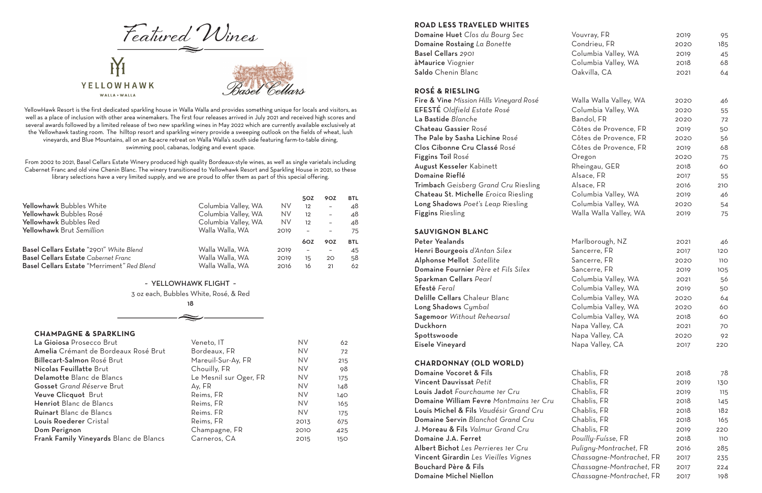# *Featured Wines*

YELLOWHAWK
WALLA • WALLA

*Basel Cellars*

YellowHawk Resort is the first dedicated sparkling house in Walla Walla and provides something unique for locals and visitors, as well as a place of inclusion with other area winemakers. The first four releases arrived in July 2021 and received high scores and several awards followed by a limited release of two new sparkling wines in May 2022 which are currently available exclusively at the Yellowhawk tasting room. The hilltop resort and sparkling winery provide a sweeping outlook on the fields of wheat, lush vineyards, and Blue Mountains, all on an 84-acre retreat on Walla Walla's south side featuring farm-to-table dining, swimming pool, cabanas, lodging and event space.

From 2002 to 2021, Basel Cellars Estate Winery produced high quality Bordeaux-style wines, as well as single varietals including Cabernet Franc and old vine Chenin Blanc. The winery transitioned to Yellowhawk Resort and Sparkling House in 2021, so these library selections have a very limited supply, and we are proud to offer them as part of this special offering.

| | | | 5OZ | 9OZ | BTL |
|---|---|---|---|---|---|
| **Yellowhawk** Bubbles White | Columbia Valley, WA | NV | 12 | – | 48 |
| **Yellowhawk** Bubbles Rosé | Columbia Valley, WA | NV | 12 | – | 48 |
| **Yellowhawk** Bubbles Red | Columbia Valley, WA | NV | 12 | – | 48 |
| **Yellowhawk** Brut *Semillion* | Walla Walla, WA | 2019 | – | – | 75 |

| | | | 6OZ | 9OZ | BTL |
|---|---|---|---|---|---|
| **Basel Cellars Estate** "2901" *White Blend* | Walla Walla, WA | 2019 | – | – | 45 |
| **Basel Cellars Estate** *Cabernet Franc* | Walla Walla, WA | 2019 | 15 | 20 | 58 |
| **Basel Cellars Estate** "Merriment" *Red Blend* | Walla Walla, WA | 2016 | 16 | 21 | 62 |

~ YELLOWHAWK FLIGHT ~

3 oz each, Bubbles White, Rosé, & Red

**18**

## CHAMPAGNE & SPARKLING

| | | | |
|---|---|---|---|
| **La Gioiosa** Prosecco Brut | Veneto, IT | NV | 62 |
| **Amelia** Crémant de Bordeaux Rosé Brut | Bordeaux, FR | NV | 72 |
| **Billecart-Salmon** Rosé Brut | Mareuil-Sur-Ay, FR | NV | 215 |
| **Nicolas Feuillatte** Brut | Chouilly, FR | NV | 98 |
| **Delamotte** Blanc de Blancs | Le Mesnil sur Oger, FR | NV | 175 |
| **Gosset** *Grand Réserve* Brut | Ay, FR | NV | 148 |
| **Veuve Clicquot** Brut | Reims, FR | NV | 140 |
| **Henriot** Blanc de Blancs | Reims, FR | NV | 165 |
| **Ruinart** Blanc de Blancs | Reims. FR | NV | 175 |
| **Louis Roederer** Cristal | Reims, FR | 2013 | 675 |
| **Dom Perignon** | Champagne, FR | 2010 | 425 |
| **Frank Family Vineyards** Blanc de Blancs | Carneros, CA | 2015 | 150 |

## ROAD LESS TRAVELED WHITES

| | | | |
|---|---|---|---|
| **Domaine Huet** *Clos du Bourg Sec* | Vouvray, FR | 2019 | 95 |
| **Domaine Rostaing** *La Bonette* | Condrieu, FR | 2020 | 185 |
| **Basel Cellars** *2901* | Columbia Valley, WA | 2019 | 45 |
| **àMaurice** Viognier | Columbia Valley, WA | 2018 | 68 |
| **Saldo** Chenin Blanc | Oakvilla, CA | 2021 | 64 |

## ROSÉ & RIESLING

| | | | |
|---|---|---|---|
| **Fire & Vine** *Mission Hills Vineyard Rosé* | Walla Walla Valley, WA | 2020 | 46 |
| **EFESTĒ** *Oldfield Estate Rosé* | Columbia Valley, WA | 2020 | 55 |
| **La Bastide** *Blanche* | Bandol, FR | 2020 | 72 |
| **Chateau Gassier** Rosé | Côtes de Provence, FR | 2019 | 50 |
| **The Pale by Sasha Lichine** Rosé | Côtes de Provence, FR | 2020 | 56 |
| **Clos Cibonne Cru Classé** Rosé | Côtes de Provence, FR | 2019 | 68 |
| **Figgins Toil** Rosé | Oregon | 2020 | 75 |
| **August Kesseler** Kabinett | Rheingau, GER | 2018 | 60 |
| **Domaine Rieflé** | Alsace, FR | 2017 | 55 |
| **Trimbach** *Geisberg Grand Cru* Riesling | Alsace, FR | 2016 | 210 |
| **Chateau St. Michelle** *Eroica* Riesling | Columbia Valley, WA | 2019 | 46 |
| **Long Shadows** *Poet's Leap* Riesling | Columbia Valley, WA | 2020 | 54 |
| **Figgins** Riesling | Walla Walla Valley, WA | 2019 | 75 |

## SAUVIGNON BLANC

| | | | |
|---|---|---|---|
| **Peter Yealands** | Marlborough, NZ | 2021 | 46 |
| **Henri Bourgeois** *d'Antan Silex* | Sancerre, FR | 2017 | 120 |
| **Alphonse Mellot** *Satellite* | Sancerre, FR | 2020 | 110 |
| **Domaine Fournier** *Père et Fils Silex* | Sancerre, FR | 2019 | 105 |
| **Sparkman Cellars** *Pearl* | Columbia Valley, WA | 2021 | 56 |
| **Efestē** *Feral* | Columbia Valley, WA | 2019 | 50 |
| **Delille Cellars** Chaleur Blanc | Columbia Valley, WA | 2020 | 64 |
| **Long Shadows** *Cymbal* | Columbia Valley, WA | 2020 | 60 |
| **Sagemoor** *Without Rehearsal* | Columbia Valley, WA | 2018 | 60 |
| **Duckhorn** | Napa Valley, CA | 2021 | 70 |
| **Spottswoode** | Napa Valley, CA | 2020 | 92 |
| **Eisele Vineyard** | Napa Valley, CA | 2017 | 220 |

## CHARDONNAY (OLD WORLD)

| | | | |
|---|---|---|---|
| **Domaine Vocoret & Fils** | Chablis, FR | 2018 | 78 |
| **Vincent Dauvissat** *Petit* | Chablis, FR | 2019 | 130 |
| **Louis Jadot** *Fourchaume 1er Cru* | Chablis, FR | 2019 | 115 |
| **Domaine William Fevre** *Montmains 1er Cru* | Chablis, FR | 2018 | 145 |
| **Louis Michel & Fils** *Vaudésir Grand Cru* | Chablis, FR | 2018 | 182 |
| **Domaine Servin** *Blanchot Grand Cru* | Chablis, FR | 2018 | 165 |
| **J. Moreau & Fils** *Valmur Grand Cru* | Chablis, FR | 2019 | 220 |
| **Domaine J.A. Ferret** | *Pouilly-Fuísse*, FR | 2018 | 110 |
| **Albert Bichot** *Les Perrieres 1er Cru* | *Puligny-Montrachet*, FR | 2016 | 285 |
| **Vincent Girardin** *Les Vieilles Vignes* | *Chassagne-Montrachet*, FR | 2017 | 235 |
| **Bouchard Père & Fils** | *Chassagne-Montrachet*, FR | 2017 | 224 |
| **Domaine Michel Niellon** | *Chassagne-Montrachet*, FR | 2017 | 198 |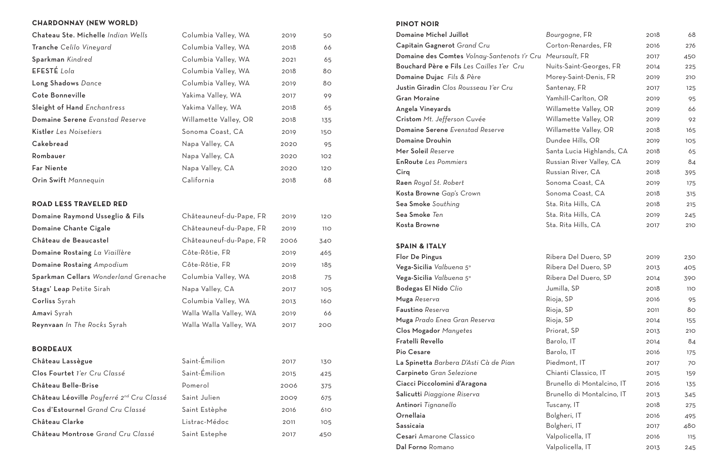## CHARDONNAY (NEW WORLD)

| | | | |
|---|---|---|---|
| **Chateau Ste. Michelle** *Indian Wells* | Columbia Valley, WA | 2019 | 50 |
| **Tranche** *Celilo Vineyard* | Columbia Valley, WA | 2018 | 66 |
| **Sparkman** *Kindred* | Columbia Valley, WA | 2021 | 65 |
| **EFESTÉ** *Lola* | Columbia Valley, WA | 2018 | 80 |
| **Long Shadows** *Dance* | Columbia Valley, WA | 2019 | 80 |
| **Cote Bonneville** | Yakima Valley, WA | 2017 | 99 |
| **Sleight of Hand** *Enchantress* | Yakima Valley, WA | 2018 | 65 |
| **Domaine Serene** *Evanstad Reserve* | Willamette Valley, OR | 2018 | 135 |
| **Kistler** *Les Noisetiers* | Sonoma Coast, CA | 2019 | 150 |
| **Cakebread** | Napa Valley, CA | 2020 | 95 |
| **Rombauer** | Napa Valley, CA | 2020 | 102 |
| **Far Niente** | Napa Valley, CA | 2020 | 120 |
| **Orin Swift** *Mannequin* | California | 2018 | 68 |

## ROAD LESS TRAVELED RED

| | | | |
|---|---|---|---|
| **Domaine Raymond Usseglio & Fils** | Châteauneuf-du-Pape, FR | 2019 | 120 |
| **Domaine Chante Cigale** | Châteauneuf-du-Pape, FR | 2019 | 110 |
| **Château de Beaucastel** | Châteauneuf-du-Pape, FR | 2006 | 340 |
| **Domaine Rostaing** *La Viaillère* | Côte-Rôtie, FR | 2019 | 465 |
| **Domaine Rostaing** *Ampodium* | Côte-Rôtie, FR | 2019 | 185 |
| **Sparkman Cellars** *Wonderland* Grenache | Columbia Valley, WA | 2018 | 75 |
| **Stags' Leap** Petite Sirah | Napa Valley, CA | 2017 | 105 |
| **Corliss** Syrah | Columbia Valley, WA | 2013 | 160 |
| **Amavi** Syrah | Walla Walla Valley, WA | 2019 | 66 |
| **Reynvaan** *In The Rocks* Syrah | Walla Walla Valley, WA | 2017 | 200 |

## BORDEAUX

| | | | |
|---|---|---|---|
| **Château Lassègue** | Saint-Émilion | 2017 | 130 |
| **Clos Fourtet** *1'er Cru Classé* | Saint-Émilion | 2015 | 425 |
| **Château Belle-Brise** | Pomerol | 2006 | 375 |
| **Château Léoville** *Poyferré 2nd Cru Classé* | Saint Julien | 2009 | 675 |
| **Cos d'Estournel** *Grand Cru Classé* | Saint Estèphe | 2016 | 610 |
| **Château Clarke** | Listrac-Médoc | 2011 | 105 |
| **Château Montrose** *Grand Cru Classé* | Saint Estephe | 2017 | 450 |

## PINOT NOIR

| | | | |
|---|---|---|---|
| **Domaine Michel Juillot** | *Bourgogne*, FR | 2018 | 68 |
| **Capitain Gagnerot** *Grand Cru* | Corton-Renardes, FR | 2016 | 276 |
| **Domaine des Comtes** *Volnay-Santenots 1'r Cru* | *Meursault*, FR | 2017 | 450 |
| **Bouchard Père e Fils** *Les Cailles 1'er Cru* | Nuits-Saint-Georges, FR | 2014 | 225 |
| **Domaine Dujac** *Fils & Père* | Morey-Saint-Denis, FR | 2019 | 210 |
| **Justin Giradin** *Clos Rousseau 1'er Cru* | Santenay, FR | 2017 | 125 |
| **Gran Moraine** | Yamhill-Carlton, OR | 2019 | 95 |
| **Angela Vineyards** | Willamette Valley, OR | 2019 | 66 |
| **Cristom** *Mt. Jefferson Cuvée* | Willamette Valley, OR | 2019 | 92 |
| **Domaine Serene** *Evenstad Reserve* | Willamette Valley, OR | 2018 | 165 |
| **Domaine Drouhin** | Dundee Hills, OR | 2019 | 105 |
| **Mer Soleil** *Reserve* | Santa Lucia Highlands, CA | 2018 | 65 |
| **EnRoute** *Les Pommiers* | Russian River Valley, CA | 2019 | 84 |
| **Cirq** | Russian River, CA | 2018 | 395 |
| **Raen** *Royal St. Robert* | Sonoma Coast, CA | 2019 | 175 |
| **Kosta Browne** *Gap's Crown* | Sonoma Coast, CA | 2018 | 315 |
| **Sea Smoke** *Southing* | Sta. Rita Hills, CA | 2018 | 215 |
| **Sea Smoke** *Ten* | Sta. Rita Hills, CA | 2019 | 245 |
| **Kosta Browne** | Sta. Rita Hills, CA | 2017 | 210 |

## SPAIN & ITALY

| | | | |
|---|---|---|---|
| **Flor De Pingus** | Ribera Del Duero, SP | 2019 | 230 |
| **Vega-Sicilia** *Valbuena 5°* | Ribera Del Duero, SP | 2013 | 405 |
| **Vega-Sicilia** *Valbuena 5°* | Ribera Del Duero, SP | 2014 | 390 |
| **Bodegas El Nido** *Clio* | Jumilla, SP | 2018 | 110 |
| **Muga** *Reserva* | Rioja, SP | 2016 | 95 |
| **Faustino** *Reserva* | Rioja, SP | 2011 | 80 |
| **Muga** *Prado Enea Gran Reserva* | Rioja, SP | 2014 | 155 |
| **Clos Mogador** *Manyetes* | Priorat, SP | 2013 | 210 |
| **Fratelli Revello** | Barolo, IT | 2014 | 84 |
| **Pio Cesare** | Barolo, IT | 2016 | 175 |
| **La Spinetta** *Barbera D'Asti Cà de Pian* | Piedmont, IT | 2017 | 70 |
| **Carpineto** *Gran Selezione* | Chianti Classico, IT | 2015 | 159 |
| **Ciacci Piccolomini d'Aragona** | Brunello di Montalcino, IT | 2016 | 135 |
| **Salicutti** *Piaggione Riserva* | Brunello di Montalcino, IT | 2013 | 345 |
| **Antinori** *Tignanello* | Tuscany, IT | 2018 | 275 |
| **Ornellaia** | Bolgheri, IT | 2016 | 495 |
| **Sassicaia** | Bolgheri, IT | 2017 | 480 |
| **Cesari** Amarone Classico | Valpolicella, IT | 2016 | 115 |
| **Dal Forno** Romano | Valpolicella, IT | 2013 | 245 |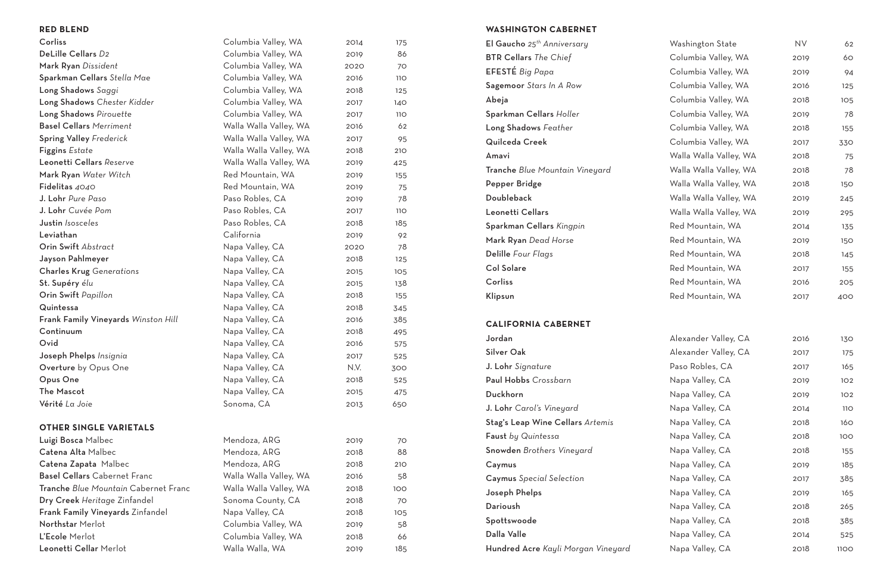## RED BLEND

| Wine | Region | Vintage | Price |
|---|---|---|---|
| **Corliss** | Columbia Valley, WA | 2014 | 175 |
| **DeLille Cellars** *D2* | Columbia Valley, WA | 2019 | 86 |
| **Mark Ryan** *Dissident* | Columbia Valley, WA | 2020 | 70 |
| **Sparkman Cellars** *Stella Mae* | Columbia Valley, WA | 2016 | 110 |
| **Long Shadows** *Saggi* | Columbia Valley, WA | 2018 | 125 |
| **Long Shadows** *Chester Kidder* | Columbia Valley, WA | 2017 | 140 |
| **Long Shadows** *Pirouette* | Columbia Valley, WA | 2017 | 110 |
| **Basel Cellars** *Merriment* | Walla Walla Valley, WA | 2016 | 62 |
| **Spring Valley** *Frederick* | Walla Walla Valley, WA | 2017 | 95 |
| **Figgins** *Estate* | Walla Walla Valley, WA | 2018 | 210 |
| **Leonetti Cellars** *Reserve* | Walla Walla Valley, WA | 2019 | 425 |
| **Mark Ryan** *Water Witch* | Red Mountain, WA | 2019 | 155 |
| **Fidelitas** *4040* | Red Mountain, WA | 2019 | 75 |
| **J. Lohr** *Pure Paso* | Paso Robles, CA | 2019 | 78 |
| **J. Lohr** *Cuvée Pom* | Paso Robles, CA | 2017 | 110 |
| **Justin** *Isosceles* | Paso Robles, CA | 2018 | 185 |
| **Leviathan** | California | 2019 | 92 |
| **Orin Swift** *Abstract* | Napa Valley, CA | 2020 | 78 |
| **Jayson Pahlmeyer** | Napa Valley, CA | 2018 | 125 |
| **Charles Krug** *Generations* | Napa Valley, CA | 2015 | 105 |
| **St. Supéry** *élu* | Napa Valley, CA | 2015 | 138 |
| **Orin Swift** *Papillon* | Napa Valley, CA | 2018 | 155 |
| **Quintessa** | Napa Valley, CA | 2018 | 345 |
| **Frank Family Vineyards** *Winston Hill* | Napa Valley, CA | 2016 | 385 |
| **Continuum** | Napa Valley, CA | 2018 | 495 |
| **Ovid** | Napa Valley, CA | 2016 | 575 |
| **Joseph Phelps** *Insignia* | Napa Valley, CA | 2017 | 525 |
| **Overture** by Opus One | Napa Valley, CA | N.V. | 300 |
| **Opus One** | Napa Valley, CA | 2018 | 525 |
| **The Mascot** | Napa Valley, CA | 2015 | 475 |
| **Vérité** *La Joie* | Sonoma, CA | 2013 | 650 |

## OTHER SINGLE VARIETALS

| Wine | Region | Vintage | Price |
|---|---|---|---|
| **Luigi Bosca** Malbec | Mendoza, ARG | 2019 | 70 |
| **Catena Alta** Malbec | Mendoza, ARG | 2018 | 88 |
| **Catena Zapata** Malbec | Mendoza, ARG | 2018 | 210 |
| **Basel Cellars** Cabernet Franc | Walla Walla Valley, WA | 2016 | 58 |
| **Tranche** *Blue Mountain* Cabernet Franc | Walla Walla Valley, WA | 2018 | 100 |
| **Dry Creek** *Heritage* Zinfandel | Sonoma County, CA | 2018 | 70 |
| **Frank Family Vineyards** Zinfandel | Napa Valley, CA | 2018 | 105 |
| **Northstar** Merlot | Columbia Valley, WA | 2019 | 58 |
| **L'Ecole** Merlot | Columbia Valley, WA | 2018 | 66 |
| **Leonetti Cellar** Merlot | Walla Walla, WA | 2019 | 185 |

## WASHINGTON CABERNET

| Wine | Region | Vintage | Price |
|---|---|---|---|
| **El Gaucho** *25th Anniversary* | Washington State | NV | 62 |
| **BTR Cellars** *The Chief* | Columbia Valley, WA | 2019 | 60 |
| **EFESTĒ** *Big Papa* | Columbia Valley, WA | 2019 | 94 |
| **Sagemoor** *Stars In A Row* | Columbia Valley, WA | 2016 | 125 |
| **Abeja** | Columbia Valley, WA | 2018 | 105 |
| **Sparkman Cellars** *Holler* | Columbia Valley, WA | 2019 | 78 |
| **Long Shadows** *Feather* | Columbia Valley, WA | 2018 | 155 |
| **Quilceda Creek** | Columbia Valley, WA | 2017 | 330 |
| **Amavi** | Walla Walla Valley, WA | 2018 | 75 |
| **Tranche** *Blue Mountain Vineyard* | Walla Walla Valley, WA | 2018 | 78 |
| **Pepper Bridge** | Walla Walla Valley, WA | 2018 | 150 |
| **Doubleback** | Walla Walla Valley, WA | 2019 | 245 |
| **Leonetti Cellars** | Walla Walla Valley, WA | 2019 | 295 |
| **Sparkman Cellars** *Kingpin* | Red Mountain, WA | 2014 | 135 |
| **Mark Ryan** *Dead Horse* | Red Mountain, WA | 2019 | 150 |
| **Delille** *Four Flags* | Red Mountain, WA | 2018 | 145 |
| **Col Solare** | Red Mountain, WA | 2017 | 155 |
| **Corliss** | Red Mountain, WA | 2016 | 205 |
| **Klipsun** | Red Mountain, WA | 2017 | 400 |

## CALIFORNIA CABERNET

| Wine | Region | Vintage | Price |
|---|---|---|---|
| **Jordan** | Alexander Valley, CA | 2016 | 130 |
| **Silver Oak** | Alexander Valley, CA | 2017 | 175 |
| **J. Lohr** *Signature* | Paso Robles, CA | 2017 | 165 |
| **Paul Hobbs** *Crossbarn* | Napa Valley, CA | 2019 | 102 |
| **Duckhorn** | Napa Valley, CA | 2019 | 102 |
| **J. Lohr** *Carol's Vineyard* | Napa Valley, CA | 2014 | 110 |
| **Stag's Leap Wine Cellars** *Artemis* | Napa Valley, CA | 2018 | 160 |
| **Faust** *by Quintessa* | Napa Valley, CA | 2018 | 100 |
| **Snowden** *Brothers Vineyard* | Napa Valley, CA | 2018 | 155 |
| **Caymus** | Napa Valley, CA | 2019 | 185 |
| **Caymus** *Special Selection* | Napa Valley, CA | 2017 | 385 |
| **Joseph Phelps** | Napa Valley, CA | 2019 | 165 |
| **Darioush** | Napa Valley, CA | 2018 | 265 |
| **Spottswoode** | Napa Valley, CA | 2018 | 385 |
| **Dalla Valle** | Napa Valley, CA | 2014 | 525 |
| **Hundred Acre** *Kayli Morgan Vineyard* | Napa Valley, CA | 2018 | 1100 |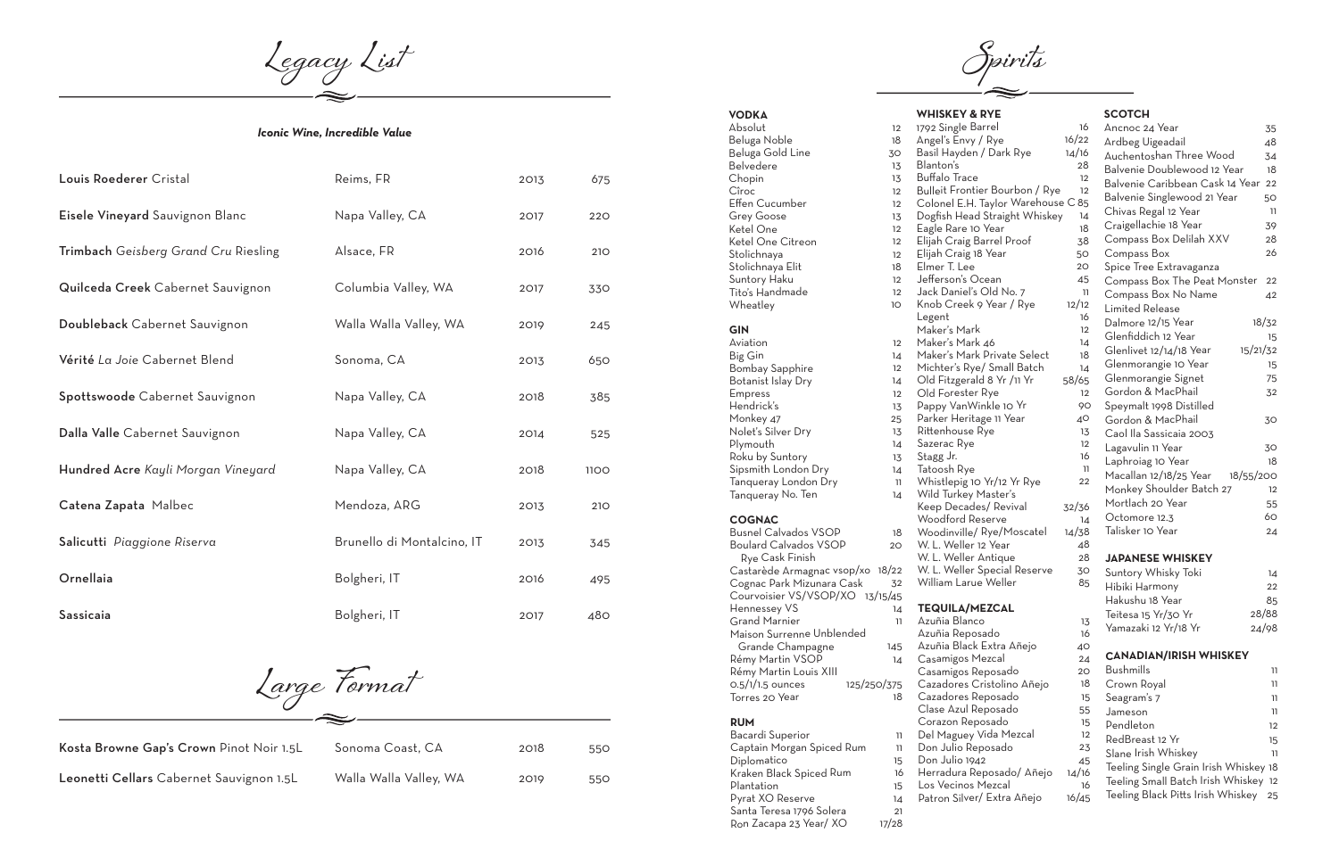# Legacy List

***Iconic Wine, Incredible Value***

| | | | |
|---|---|---|---|
| **Louis Roederer** Cristal | Reims, FR | 2013 | 675 |
| **Eisele Vineyard** Sauvignon Blanc | Napa Valley, CA | 2017 | 220 |
| **Trimbach** *Geisberg Grand Cru* Riesling | Alsace, FR | 2016 | 210 |
| **Quilceda Creek** Cabernet Sauvignon | Columbia Valley, WA | 2017 | 330 |
| **Doubleback** Cabernet Sauvignon | Walla Walla Valley, WA | 2019 | 245 |
| **Vérité** *La Joie* Cabernet Blend | Sonoma, CA | 2013 | 650 |
| **Spottswoode** Cabernet Sauvignon | Napa Valley, CA | 2018 | 385 |
| **Dalla Valle** Cabernet Sauvignon | Napa Valley, CA | 2014 | 525 |
| **Hundred Acre** *Kayli Morgan Vineyard* | Napa Valley, CA | 2018 | 1100 |
| **Catena Zapata** Malbec | Mendoza, ARG | 2013 | 210 |
| **Salicutti** *Piaggione Riserva* | Brunello di Montalcino, IT | 2013 | 345 |
| **Ornellaia** | Bolgheri, IT | 2016 | 495 |
| **Sassicaia** | Bolgheri, IT | 2017 | 480 |

# Large Format

| | | | |
|---|---|---|---|
| **Kosta Browne Gap's Crown** Pinot Noir 1.5L | Sonoma Coast, CA | 2018 | 550 |
| **Leonetti Cellars** Cabernet Sauvignon 1.5L | Walla Walla Valley, WA | 2019 | 550 |

# Spirits

### VODKA

| | |
|---|---|
| Absolut | 12 |
| Beluga Noble | 18 |
| Beluga Gold Line | 30 |
| Belvedere | 13 |
| Chopin | 13 |
| Cîroc | 12 |
| Effen Cucumber | 12 |
| Grey Goose | 13 |
| Ketel One | 12 |
| Ketel One Citreon | 12 |
| Stolichnaya | 12 |
| Stolichnaya Elit | 18 |
| Suntory Haku | 12 |
| Tito's Handmade | 12 |
| Wheatley | 10 |

### GIN

| | |
|---|---|
| Aviation | 12 |
| Big Gin | 14 |
| Bombay Sapphire | 12 |
| Botanist Islay Dry | 14 |
| Empress | 12 |
| Hendrick's | 13 |
| Monkey 47 | 25 |
| Nolet's Silver Dry | 13 |
| Plymouth | 14 |
| Roku by Suntory | 13 |
| Sipsmith London Dry | 14 |
| Tanqueray London Dry | 11 |
| Tanqueray No. Ten | 14 |

### COGNAC

| | |
|---|---|
| Busnel Calvados VSOP | 18 |
| Boulard Calvados VSOP Rye Cask Finish | 20 |
| Castarède Armagnac vsop/xo | 18/22 |
| Cognac Park Mizunara Cask | 32 |
| Courvoisier VS/VSOP/XO | 13/15/45 |
| Hennessey VS | 14 |
| Grand Marnier | 11 |
| Maison Surrenne Unblended Grande Champagne | 145 |
| Rémy Martin VSOP | 14 |
| Rémy Martin Louis XIII 0.5/1/1.5 ounces | 125/250/375 |
| Torres 20 Year | 18 |

### RUM

| | |
|---|---|
| Bacardi Superior | 11 |
| Captain Morgan Spiced Rum | 11 |
| Diplomatico | 15 |
| Kraken Black Spiced Rum | 16 |
| Plantation | 15 |
| Pyrat XO Reserve | 14 |
| Santa Teresa 1796 Solera | 21 |
| Ron Zacapa 23 Year/ XO | 17/28 |

### WHISKEY & RYE

| | |
|---|---|
| 1792 Single Barrel | 16 |
| Angel's Envy / Rye | 16/22 |
| Basil Hayden / Dark Rye | 14/16 |
| Blanton's | 28 |
| Buffalo Trace | 12 |
| Bulleit Frontier Bourbon / Rye | 12 |
| Colonel E.H. Taylor Warehouse C | 85 |
| Dogfish Head Straight Whiskey | 14 |
| Eagle Rare 10 Year | 18 |
| Elijah Craig Barrel Proof | 38 |
| Elijah Craig 18 Year | 50 |
| Elmer T. Lee | 20 |
| Jefferson's Ocean | 45 |
| Jack Daniel's Old No. 7 | 11 |
| Knob Creek 9 Year / Rye | 12/12 |
| Legent | 16 |
| Maker's Mark | 12 |
| Maker's Mark 46 | 14 |
| Maker's Mark Private Select | 18 |
| Michter's Rye/ Small Batch | 14 |
| Old Fitzgerald 8 Yr /11 Yr | 58/65 |
| Old Forester Rye | 12 |
| Pappy VanWinkle 10 Yr | 90 |
| Parker Heritage 11 Year | 40 |
| Rittenhouse Rye | 13 |
| Sazerac Rye | 12 |
| Stagg Jr. | 16 |
| Tatoosh Rye | 11 |
| Whistlepig 10 Yr/12 Yr Rye | 22 |
| Wild Turkey Master's Keep Decades/ Revival | 32/36 |
| Woodford Reserve | 14 |
| Woodinville/ Rye/Moscatel | 14/38 |
| W. L. Weller 12 Year | 48 |
| W. L. Weller Antique | 28 |
| W. L. Weller Special Reserve | 30 |
| William Larue Weller | 85 |

### TEQUILA/MEZCAL

| | |
|---|---|
| Azuñia Blanco | 13 |
| Azuñia Reposado | 16 |
| Azuñia Black Extra Añejo | 40 |
| Casamigos Mezcal | 24 |
| Casamigos Reposado | 20 |
| Cazadores Cristolino Añejo | 18 |
| Cazadores Reposado | 15 |
| Clase Azul Reposado | 55 |
| Corazon Reposado | 15 |
| Del Maguey Vida Mezcal | 12 |
| Don Julio Reposado | 23 |
| Don Julio 1942 | 45 |
| Herradura Reposado/ Añejo | 14/16 |
| Los Vecinos Mezcal | 16 |
| Patron Silver/ Extra Añejo | 16/45 |

### SCOTCH

| | |
|---|---|
| Ancnoc 24 Year | 35 |
| Ardbeg Uigeadail | 48 |
| Auchentoshan Three Wood | 34 |
| Balvenie Doublewood 12 Year | 18 |
| Balvenie Caribbean Cask 14 Year | 22 |
| Balvenie Singlewood 21 Year | 50 |
| Chivas Regal 12 Year | 11 |
| Craigellachie 18 Year | 39 |
| Compass Box Delilah XXV | 28 |
| Compass Box Spice Tree Extravaganza | 26 |
| Compass Box The Peat Monster | 22 |
| Compass Box No Name Limited Release | 42 |
| Dalmore 12/15 Year | 18/32 |
| Glenfiddich 12 Year | 15 |
| Glenlivet 12/14/18 Year | 15/21/32 |
| Glenmorangie 10 Year | 15 |
| Glenmorangie Signet | 75 |
| Gordon & MacPhail Speymalt 1998 Distilled | 32 |
| Gordon & MacPhail Caol Ila Sassicaia 2003 | 30 |
| Lagavulin 11 Year | 30 |
| Laphroiag 10 Year | 18 |
| Macallan 12/18/25 Year | 18/55/200 |
| Monkey Shoulder Batch 27 | 12 |
| Mortlach 20 Year | 55 |
| Octomore 12.3 | 60 |
| Talisker 10 Year | 24 |

### JAPANESE WHISKEY

| | |
|---|---|
| Suntory Whisky Toki | 14 |
| Hibiki Harmony | 22 |
| Hakushu 18 Year | 85 |
| Teitesa 15 Yr/30 Yr | 28/88 |
| Yamazaki 12 Yr/18 Yr | 24/98 |

### CANADIAN/IRISH WHISKEY

| | |
|---|---|
| Bushmills | 11 |
| Crown Royal | 11 |
| Seagram's 7 | 11 |
| Jameson | 11 |
| Pendleton | 12 |
| RedBreast 12 Yr | 15 |
| Slane Irish Whiskey | 11 |
| Teeling Single Grain Irish Whiskey | 18 |
| Teeling Small Batch Irish Whiskey | 12 |
| Teeling Black Pitts Irish Whiskey | 25 |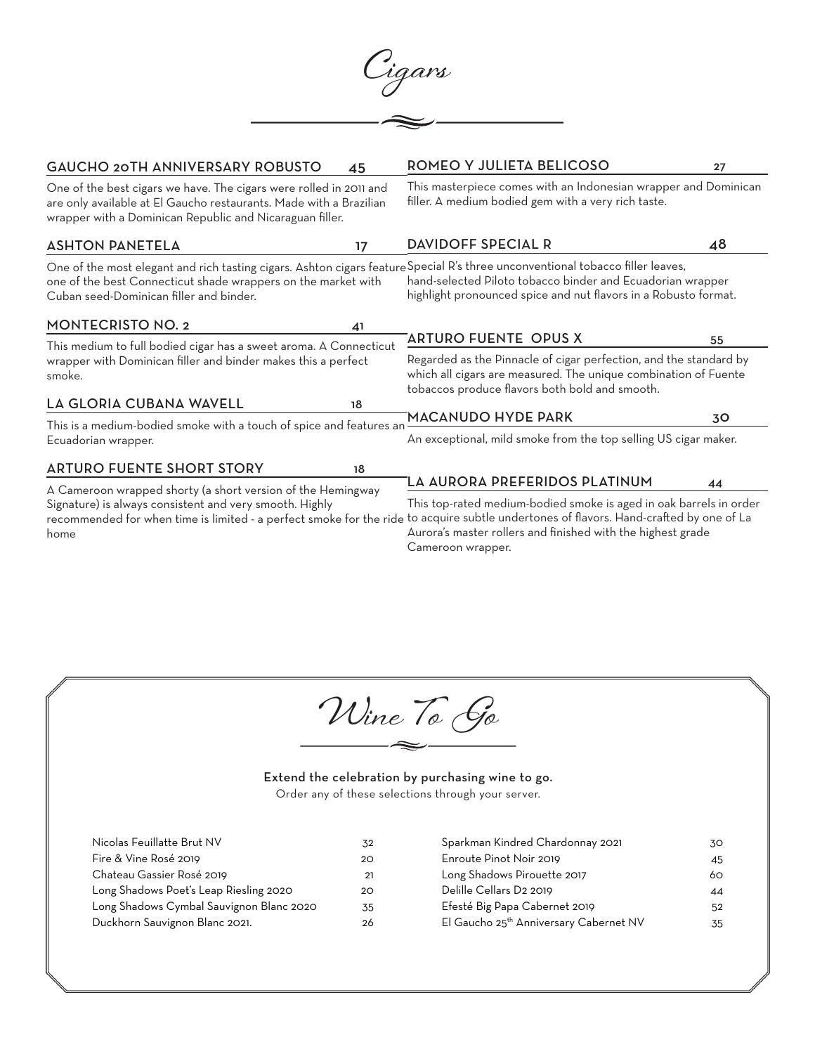# Cigars

## GAUCHO 20TH ANNIVERSARY ROBUSTO — 45

One of the best cigars we have. The cigars were rolled in 2011 and are only available at El Gaucho restaurants. Made with a Brazilian wrapper with a Dominican Republic and Nicaraguan filler.

## ASHTON PANETELA — 17

One of the most elegant and rich tasting cigars. Ashton cigars feature one of the best Connecticut shade wrappers on the market with Cuban seed-Dominican filler and binder.

## MONTECRISTO NO. 2 — 41

This medium to full bodied cigar has a sweet aroma. A Connecticut wrapper with Dominican filler and binder makes this a perfect smoke.

## LA GLORIA CUBANA WAVELL — 18

This is a medium-bodied smoke with a touch of spice and features an Ecuadorian wrapper.

## ARTURO FUENTE SHORT STORY — 18

A Cameroon wrapped shorty (a short version of the Hemingway Signature) is always consistent and very smooth. Highly recommended for when time is limited - a perfect smoke for the ride home

## ROMEO Y JULIETA BELICOSO — 27

This masterpiece comes with an Indonesian wrapper and Dominican filler. A medium bodied gem with a very rich taste.

## DAVIDOFF SPECIAL R — 48

Special R's three unconventional tobacco filler leaves, hand-selected Piloto tobacco binder and Ecuadorian wrapper highlight pronounced spice and nut flavors in a Robusto format.

## ARTURO FUENTE OPUS X — 55

Regarded as the Pinnacle of cigar perfection, and the standard by which all cigars are measured. The unique combination of Fuente tobaccos produce flavors both bold and smooth.

## MACANUDO HYDE PARK — 30

An exceptional, mild smoke from the top selling US cigar maker.

## LA AURORA PREFERIDOS PLATINUM — 44

This top-rated medium-bodied smoke is aged in oak barrels in order to acquire subtle undertones of flavors. Hand-crafted by one of La Aurora's master rollers and finished with the highest grade Cameroon wrapper.

# Wine To Go

**Extend the celebration by purchasing wine to go.**

Order any of these selections through your server.

| | |
|---|---|
| Nicolas Feuillatte Brut NV | 32 |
| Fire & Vine Rosé 2019 | 20 |
| Chateau Gassier Rosé 2019 | 21 |
| Long Shadows Poet's Leap Riesling 2020 | 20 |
| Long Shadows Cymbal Sauvignon Blanc 2020 | 35 |
| Duckhorn Sauvignon Blanc 2021. | 26 |
| Sparkman Kindred Chardonnay 2021 | 30 |
| Enroute Pinot Noir 2019 | 45 |
| Long Shadows Pirouette 2017 | 60 |
| Delille Cellars D2 2019 | 44 |
| Efesté Big Papa Cabernet 2019 | 52 |
| El Gaucho 25th Anniversary Cabernet NV | 35 |